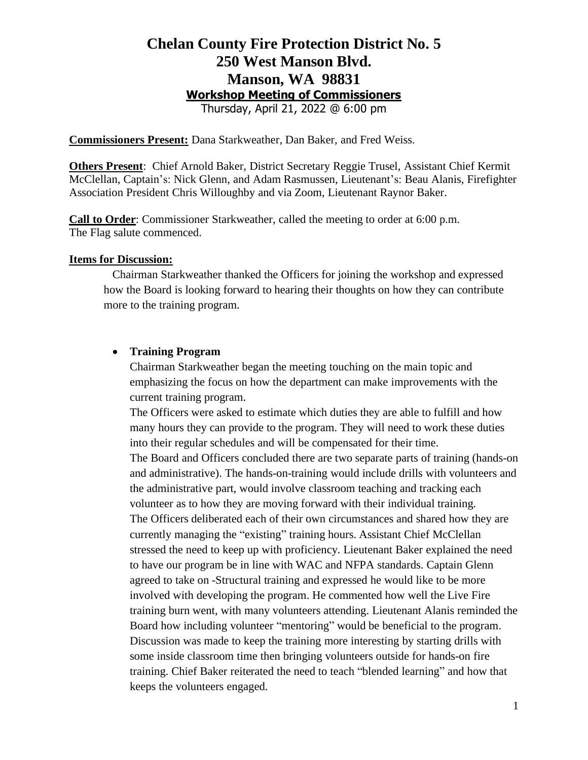# Chelan County Fire Protection District No. 5
# 250 West Manson Blvd.
# Manson, WA 98831

## Workshop Meeting of Commissioners

Thursday, April 21, 2022 @ 6:00 pm

**Commissioners Present:** Dana Starkweather, Dan Baker, and Fred Weiss.

**Others Present**: Chief Arnold Baker, District Secretary Reggie Trusel, Assistant Chief Kermit McClellan, Captain's: Nick Glenn, and Adam Rasmussen, Lieutenant's: Beau Alanis, Firefighter Association President Chris Willoughby and via Zoom, Lieutenant Raynor Baker.

**Call to Order**: Commissioner Starkweather, called the meeting to order at 6:00 p.m. The Flag salute commenced.

**Items for Discussion:**

Chairman Starkweather thanked the Officers for joining the workshop and expressed how the Board is looking forward to hearing their thoughts on how they can contribute more to the training program.

- **Training Program**

  Chairman Starkweather began the meeting touching on the main topic and emphasizing the focus on how the department can make improvements with the current training program.

  The Officers were asked to estimate which duties they are able to fulfill and how many hours they can provide to the program. They will need to work these duties into their regular schedules and will be compensated for their time.

  The Board and Officers concluded there are two separate parts of training (hands-on and administrative). The hands-on-training would include drills with volunteers and the administrative part, would involve classroom teaching and tracking each volunteer as to how they are moving forward with their individual training.

  The Officers deliberated each of their own circumstances and shared how they are currently managing the "existing" training hours. Assistant Chief McClellan stressed the need to keep up with proficiency. Lieutenant Baker explained the need to have our program be in line with WAC and NFPA standards. Captain Glenn agreed to take on -Structural training and expressed he would like to be more involved with developing the program. He commented how well the Live Fire training burn went, with many volunteers attending. Lieutenant Alanis reminded the Board how including volunteer "mentoring" would be beneficial to the program. Discussion was made to keep the training more interesting by starting drills with some inside classroom time then bringing volunteers outside for hands-on fire training. Chief Baker reiterated the need to teach "blended learning" and how that keeps the volunteers engaged.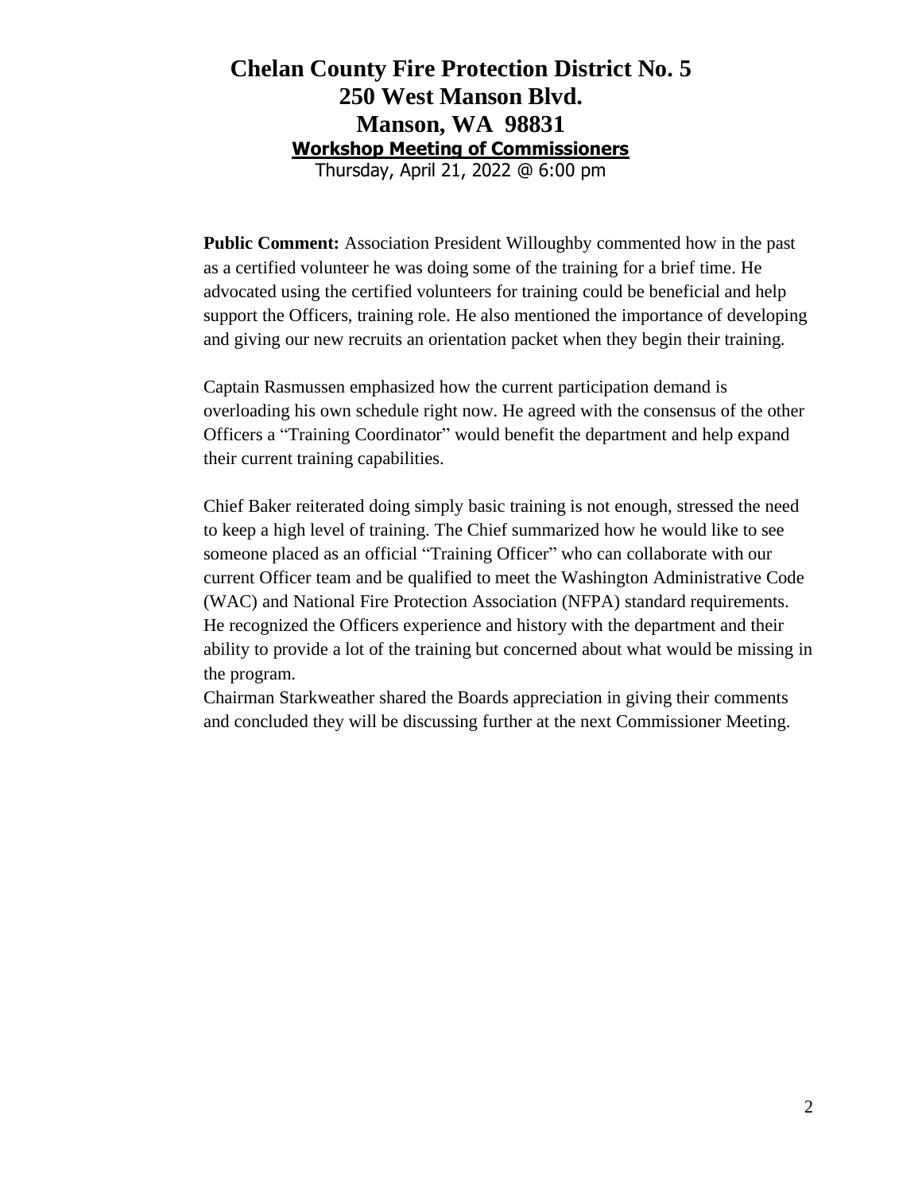# Chelan County Fire Protection District No. 5
## 250 West Manson Blvd.
## Manson, WA 98831
### Workshop Meeting of Commissioners
Thursday, April 21, 2022 @ 6:00 pm

**Public Comment:** Association President Willoughby commented how in the past as a certified volunteer he was doing some of the training for a brief time. He advocated using the certified volunteers for training could be beneficial and help support the Officers, training role. He also mentioned the importance of developing and giving our new recruits an orientation packet when they begin their training.

Captain Rasmussen emphasized how the current participation demand is overloading his own schedule right now. He agreed with the consensus of the other Officers a "Training Coordinator" would benefit the department and help expand their current training capabilities.

Chief Baker reiterated doing simply basic training is not enough, stressed the need to keep a high level of training. The Chief summarized how he would like to see someone placed as an official "Training Officer" who can collaborate with our current Officer team and be qualified to meet the Washington Administrative Code (WAC) and National Fire Protection Association (NFPA) standard requirements. He recognized the Officers experience and history with the department and their ability to provide a lot of the training but concerned about what would be missing in the program.

Chairman Starkweather shared the Boards appreciation in giving their comments and concluded they will be discussing further at the next Commissioner Meeting.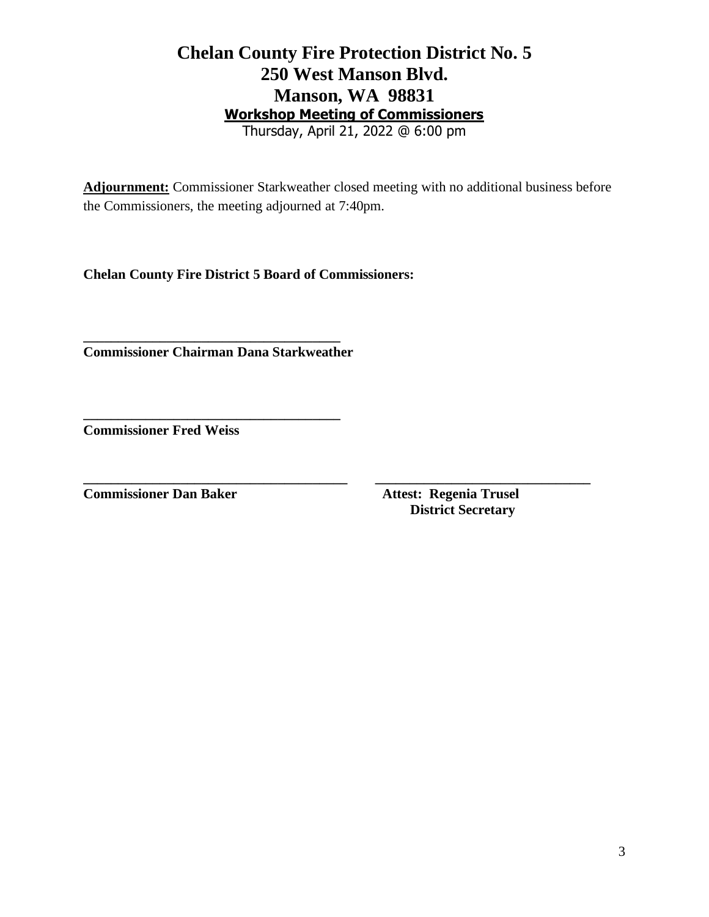# Chelan County Fire Protection District No. 5
# 250 West Manson Blvd.
# Manson, WA 98831

**Workshop Meeting of Commissioners**

Thursday, April 21, 2022 @ 6:00 pm

**Adjournment:** Commissioner Starkweather closed meeting with no additional business before the Commissioners, the meeting adjourned at 7:40pm.

**Chelan County Fire District 5 Board of Commissioners:**

______________________________________

**Commissioner Chairman Dana Starkweather**

______________________________________

**Commissioner Fred Weiss**

______________________________________

**Commissioner Dan Baker**

______________________________________

**Attest: Regenia Trusel**
**District Secretary**